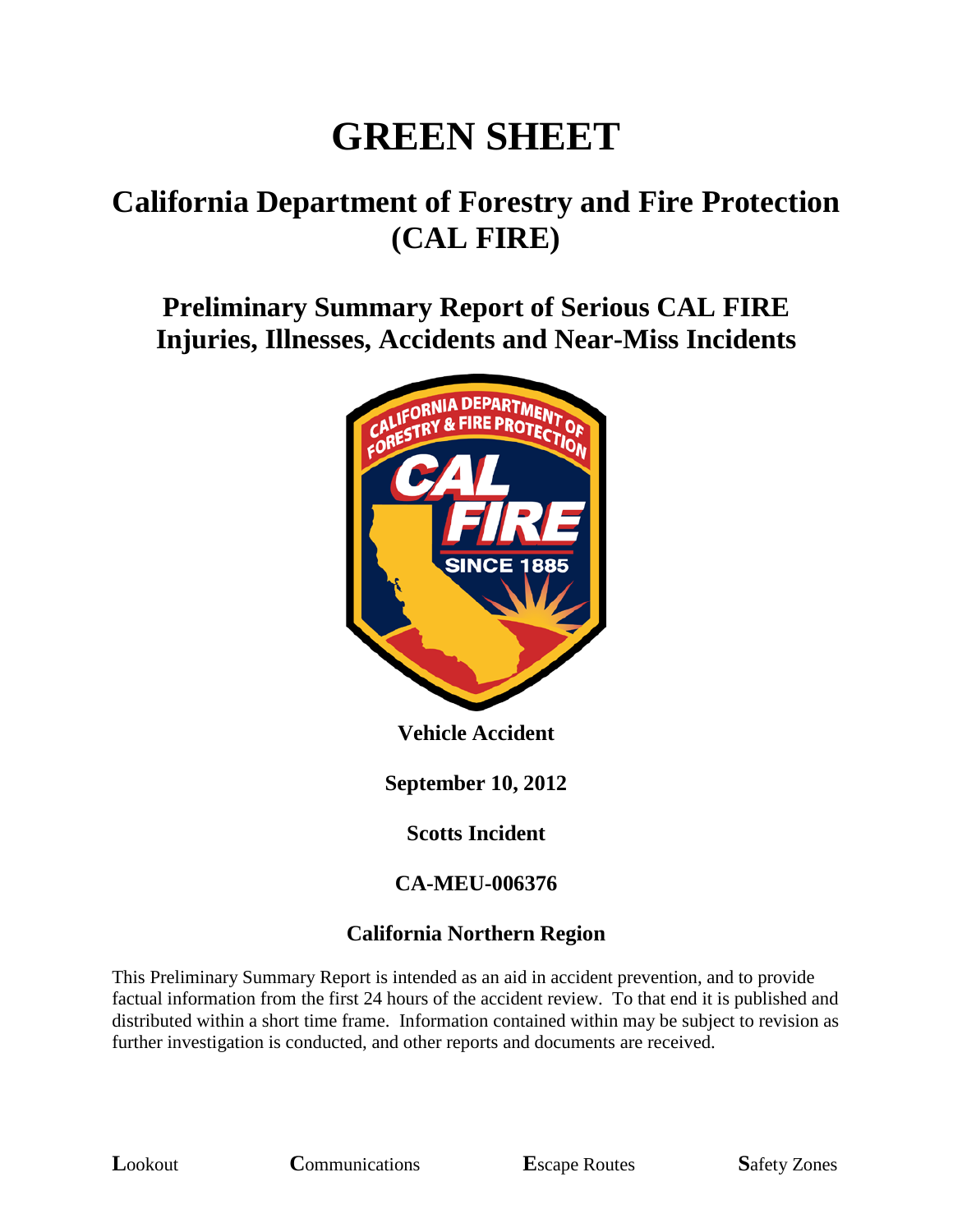# GREEN SHEET

## California Department of Forestry and Fire Protection (CAL FIRE)

### Preliminary Summary Report of Serious CAL FIRE Injuries, Illnesses, Accidents and Near-Miss Incidents

**Vehicle Accident**

**September 10, 2012**

**Scotts Incident**

**CA-MEU-006376**

**California Northern Region**

This Preliminary Summary Report is intended as an aid in accident prevention, and to provide factual information from the first 24 hours of the accident review. To that end it is published and distributed within a short time frame. Information contained within may be subject to revision as further investigation is conducted, and other reports and documents are received.

**L**ookout **C**ommunications **E**scape Routes **S**afety Zones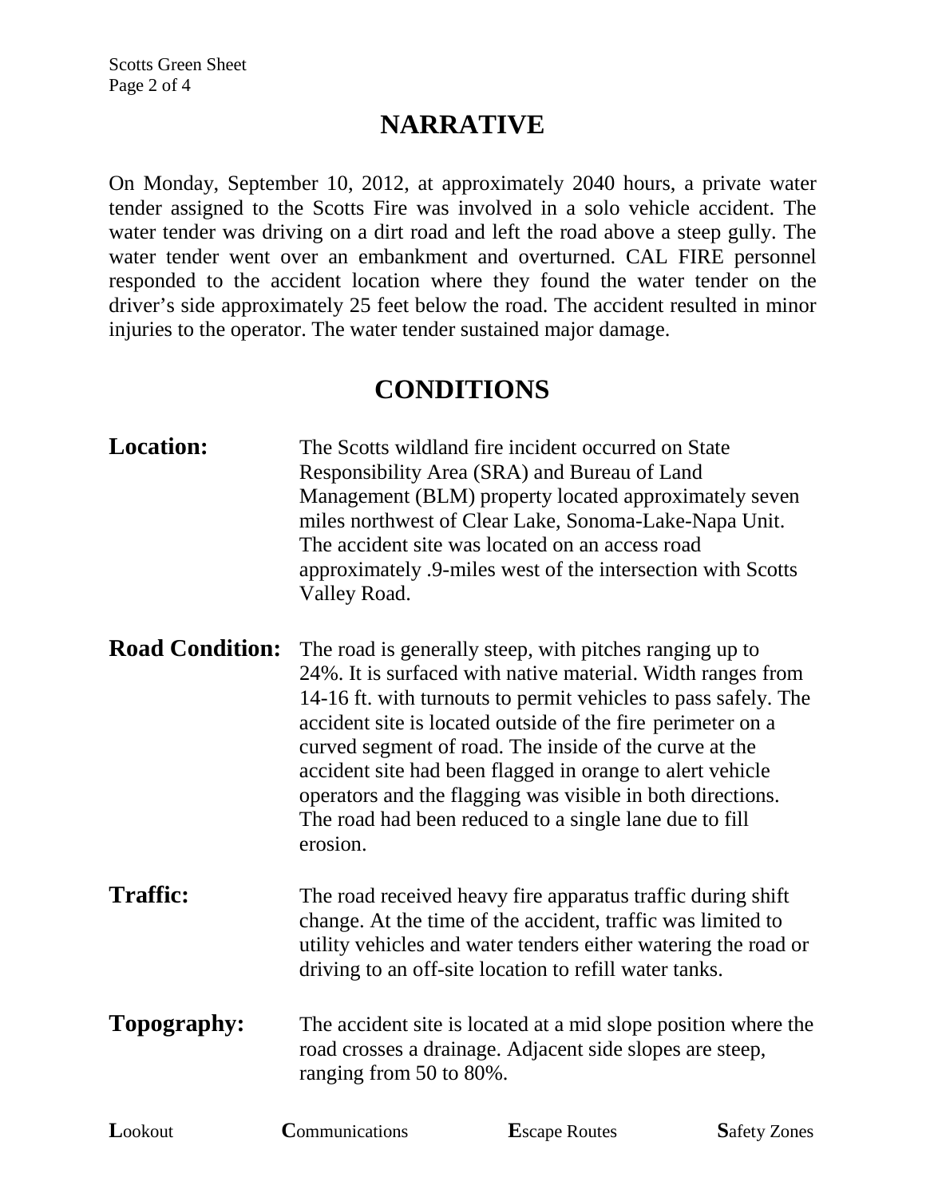## NARRATIVE

On Monday, September 10, 2012, at approximately 2040 hours, a private water tender assigned to the Scotts Fire was involved in a solo vehicle accident. The water tender was driving on a dirt road and left the road above a steep gully. The water tender went over an embankment and overturned. CAL FIRE personnel responded to the accident location where they found the water tender on the driver's side approximately 25 feet below the road. The accident resulted in minor injuries to the operator. The water tender sustained major damage.

## CONDITIONS

**Location:** The Scotts wildland fire incident occurred on State Responsibility Area (SRA) and Bureau of Land Management (BLM) property located approximately seven miles northwest of Clear Lake, Sonoma-Lake-Napa Unit. The accident site was located on an access road approximately .9-miles west of the intersection with Scotts Valley Road.

**Road Condition:** The road is generally steep, with pitches ranging up to 24%. It is surfaced with native material. Width ranges from 14-16 ft. with turnouts to permit vehicles to pass safely. The accident site is located outside of the fire perimeter on a curved segment of road. The inside of the curve at the accident site had been flagged in orange to alert vehicle operators and the flagging was visible in both directions. The road had been reduced to a single lane due to fill erosion.

**Traffic:** The road received heavy fire apparatus traffic during shift change. At the time of the accident, traffic was limited to utility vehicles and water tenders either watering the road or driving to an off-site location to refill water tanks.

**Topography:** The accident site is located at a mid slope position where the road crosses a drainage. Adjacent side slopes are steep, ranging from 50 to 80%.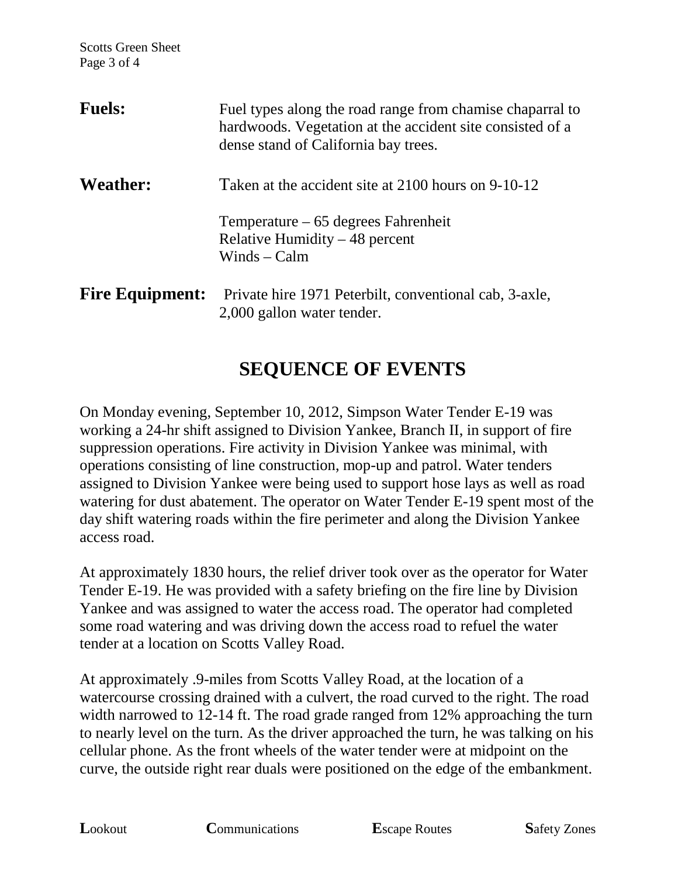**Fuels:** Fuel types along the road range from chamise chaparral to hardwoods. Vegetation at the accident site consisted of a dense stand of California bay trees.

**Weather:** Taken at the accident site at 2100 hours on 9-10-12

Temperature – 65 degrees Fahrenheit
Relative Humidity – 48 percent
Winds – Calm

**Fire Equipment:** Private hire 1971 Peterbilt, conventional cab, 3-axle, 2,000 gallon water tender.

## SEQUENCE OF EVENTS

On Monday evening, September 10, 2012, Simpson Water Tender E-19 was working a 24-hr shift assigned to Division Yankee, Branch II, in support of fire suppression operations. Fire activity in Division Yankee was minimal, with operations consisting of line construction, mop-up and patrol. Water tenders assigned to Division Yankee were being used to support hose lays as well as road watering for dust abatement. The operator on Water Tender E-19 spent most of the day shift watering roads within the fire perimeter and along the Division Yankee access road.

At approximately 1830 hours, the relief driver took over as the operator for Water Tender E-19. He was provided with a safety briefing on the fire line by Division Yankee and was assigned to water the access road. The operator had completed some road watering and was driving down the access road to refuel the water tender at a location on Scotts Valley Road.

At approximately .9-miles from Scotts Valley Road, at the location of a watercourse crossing drained with a culvert, the road curved to the right. The road width narrowed to 12-14 ft. The road grade ranged from 12% approaching the turn to nearly level on the turn. As the driver approached the turn, he was talking on his cellular phone. As the front wheels of the water tender were at midpoint on the curve, the outside right rear duals were positioned on the edge of the embankment.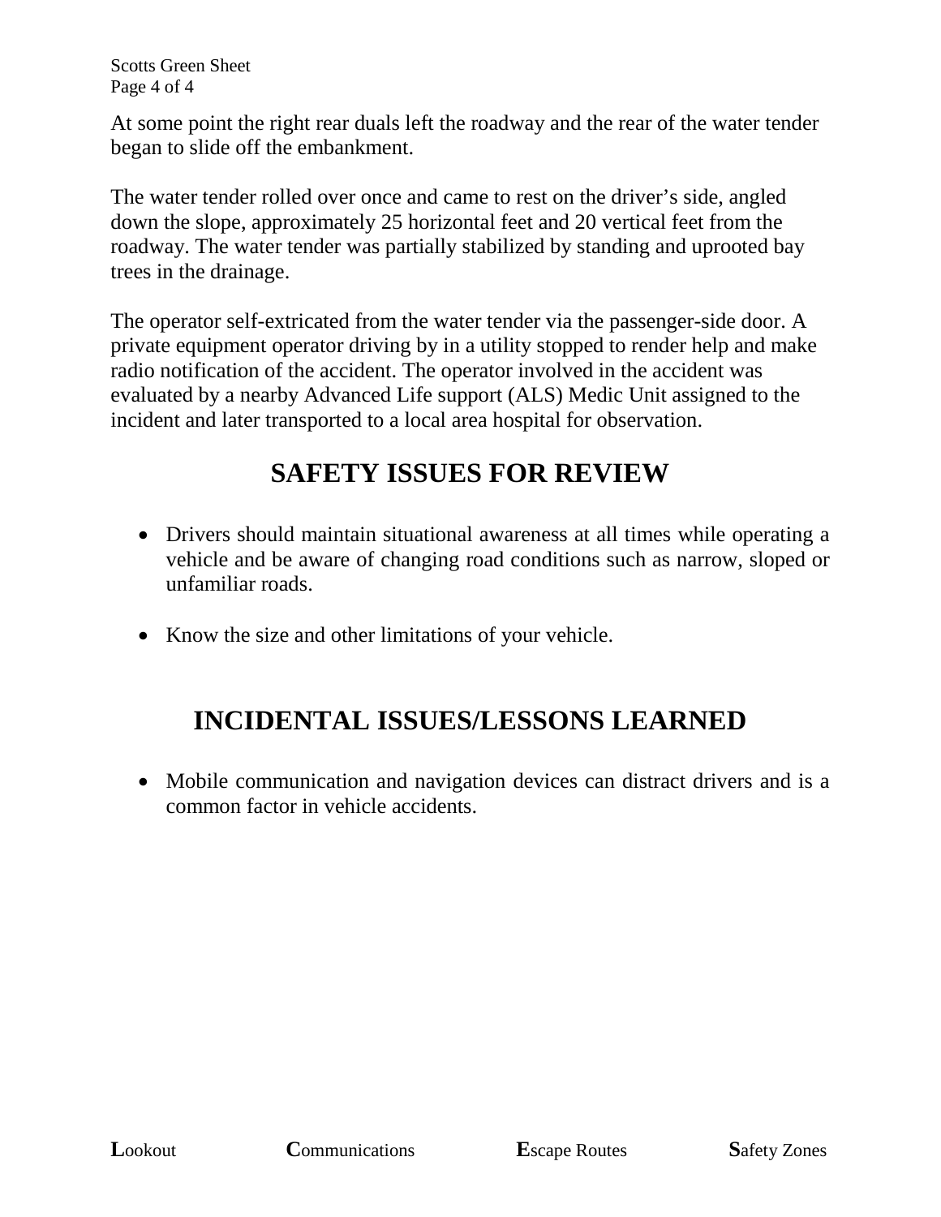At some point the right rear duals left the roadway and the rear of the water tender began to slide off the embankment.

The water tender rolled over once and came to rest on the driver's side, angled down the slope, approximately 25 horizontal feet and 20 vertical feet from the roadway. The water tender was partially stabilized by standing and uprooted bay trees in the drainage.

The operator self-extricated from the water tender via the passenger-side door. A private equipment operator driving by in a utility stopped to render help and make radio notification of the accident. The operator involved in the accident was evaluated by a nearby Advanced Life support (ALS) Medic Unit assigned to the incident and later transported to a local area hospital for observation.

## SAFETY ISSUES FOR REVIEW

- Drivers should maintain situational awareness at all times while operating a vehicle and be aware of changing road conditions such as narrow, sloped or unfamiliar roads.
- Know the size and other limitations of your vehicle.

## INCIDENTAL ISSUES/LESSONS LEARNED

- Mobile communication and navigation devices can distract drivers and is a common factor in vehicle accidents.